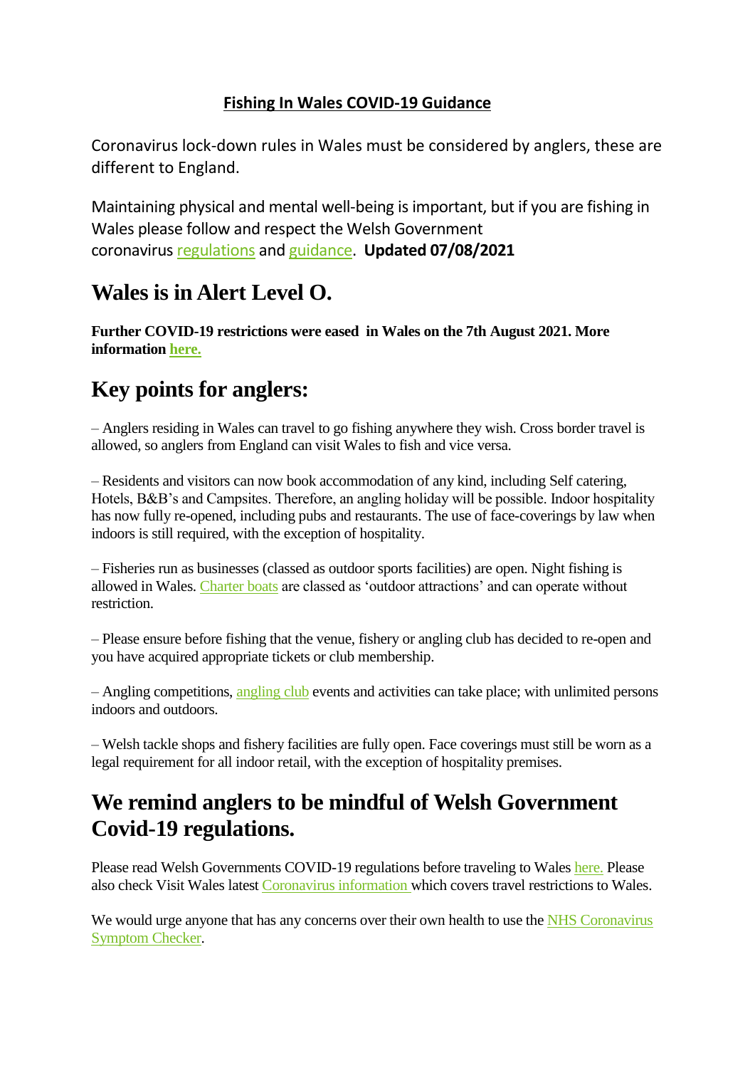**Fishing In Wales COVID-19 Guidance**

Coronavirus lock-down rules in Wales must be considered by anglers, these are different to England.

Maintaining physical and mental well-being is important, but if you are fishing in Wales please follow and respect the Welsh Government coronavirus regulations and guidance. **Updated 07/08/2021**

## Wales is in Alert Level O.

**Further COVID-19 restrictions were eased in Wales on the 7th August 2021. More information here.**

## Key points for anglers:

– Anglers residing in Wales can travel to go fishing anywhere they wish. Cross border travel is allowed, so anglers from England can visit Wales to fish and vice versa.

– Residents and visitors can now book accommodation of any kind, including Self catering, Hotels, B&B's and Campsites. Therefore, an angling holiday will be possible. Indoor hospitality has now fully re-opened, including pubs and restaurants. The use of face-coverings by law when indoors is still required, with the exception of hospitality.

– Fisheries run as businesses (classed as outdoor sports facilities) are open. Night fishing is allowed in Wales. Charter boats are classed as 'outdoor attractions' and can operate without restriction.

– Please ensure before fishing that the venue, fishery or angling club has decided to re-open and you have acquired appropriate tickets or club membership.

– Angling competitions, angling club events and activities can take place; with unlimited persons indoors and outdoors.

– Welsh tackle shops and fishery facilities are fully open. Face coverings must still be worn as a legal requirement for all indoor retail, with the exception of hospitality premises.

## We remind anglers to be mindful of Welsh Government Covid-19 regulations.

Please read Welsh Governments COVID-19 regulations before traveling to Wales here. Please also check Visit Wales latest Coronavirus information which covers travel restrictions to Wales.

We would urge anyone that has any concerns over their own health to use the NHS Coronavirus Symptom Checker.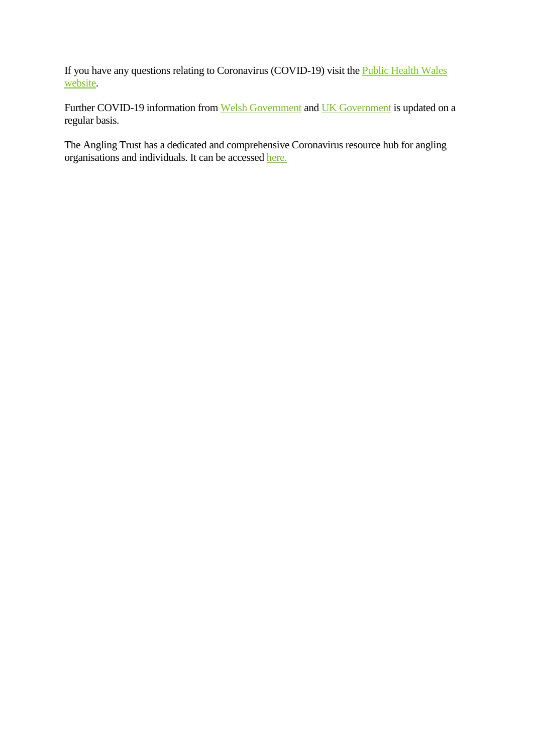If you have any questions relating to Coronavirus (COVID-19) visit the Public Health Wales website.

Further COVID-19 information from Welsh Government and UK Government is updated on a regular basis.

The Angling Trust has a dedicated and comprehensive Coronavirus resource hub for angling organisations and individuals. It can be accessed here.